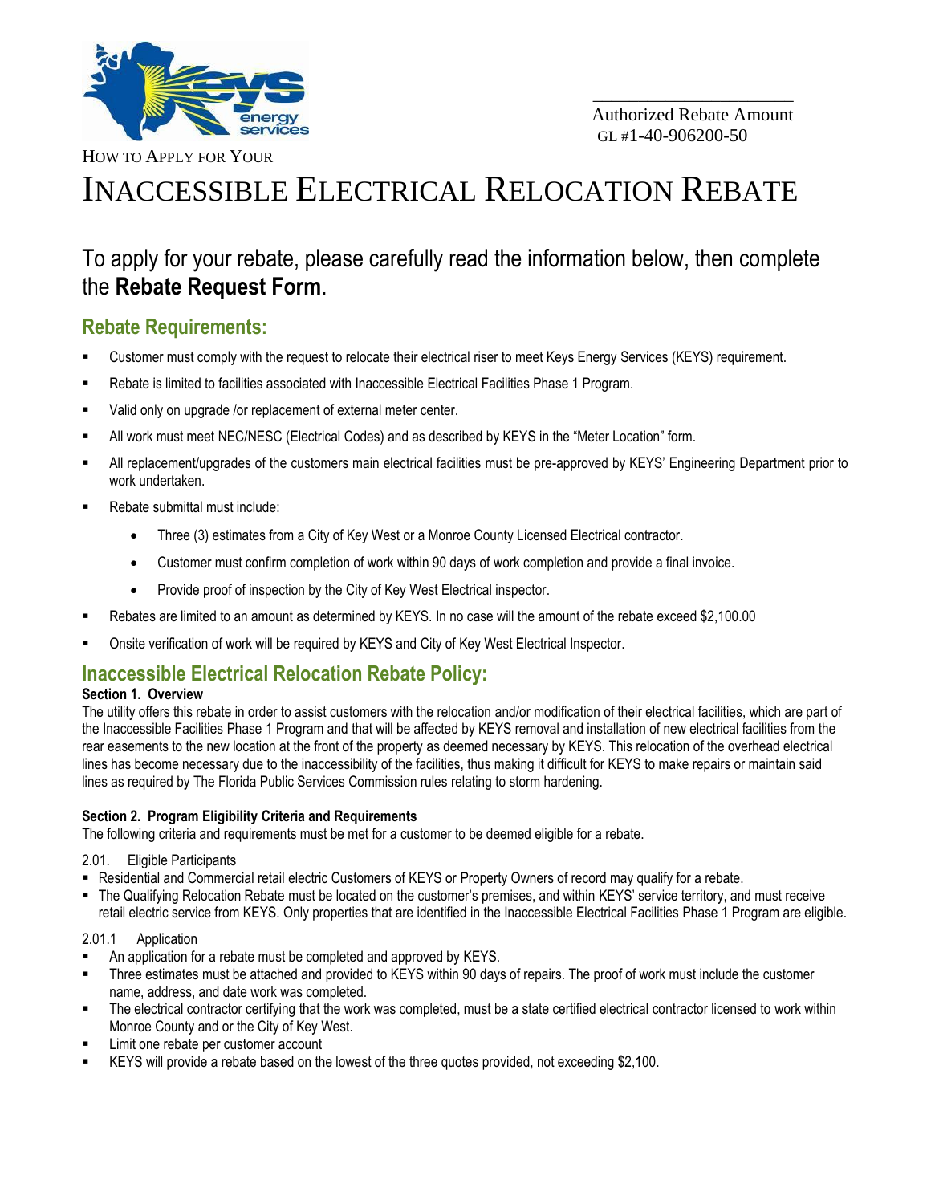Authorized Rebate Amount
GL #1-40-906200-50

HOW TO APPLY FOR YOUR

# INACCESSIBLE ELECTRICAL RELOCATION REBATE

## To apply for your rebate, please carefully read the information below, then complete the **Rebate Request Form**.

## Rebate Requirements:

- Customer must comply with the request to relocate their electrical riser to meet Keys Energy Services (KEYS) requirement.
- Rebate is limited to facilities associated with Inaccessible Electrical Facilities Phase 1 Program.
- Valid only on upgrade /or replacement of external meter center.
- All work must meet NEC/NESC (Electrical Codes) and as described by KEYS in the "Meter Location" form.
- All replacement/upgrades of the customers main electrical facilities must be pre-approved by KEYS' Engineering Department prior to work undertaken.
- Rebate submittal must include:
    - Three (3) estimates from a City of Key West or a Monroe County Licensed Electrical contractor.
    - Customer must confirm completion of work within 90 days of work completion and provide a final invoice.
    - Provide proof of inspection by the City of Key West Electrical inspector.
- Rebates are limited to an amount as determined by KEYS. In no case will the amount of the rebate exceed $2,100.00
- Onsite verification of work will be required by KEYS and City of Key West Electrical Inspector.

## Inaccessible Electrical Relocation Rebate Policy:

**Section 1. Overview**

The utility offers this rebate in order to assist customers with the relocation and/or modification of their electrical facilities, which are part of the Inaccessible Facilities Phase 1 Program and that will be affected by KEYS removal and installation of new electrical facilities from the rear easements to the new location at the front of the property as deemed necessary by KEYS. This relocation of the overhead electrical lines has become necessary due to the inaccessibility of the facilities, thus making it difficult for KEYS to make repairs or maintain said lines as required by The Florida Public Services Commission rules relating to storm hardening.

**Section 2. Program Eligibility Criteria and Requirements**

The following criteria and requirements must be met for a customer to be deemed eligible for a rebate.

2.01. Eligible Participants

- Residential and Commercial retail electric Customers of KEYS or Property Owners of record may qualify for a rebate.
- The Qualifying Relocation Rebate must be located on the customer's premises, and within KEYS' service territory, and must receive retail electric service from KEYS. Only properties that are identified in the Inaccessible Electrical Facilities Phase 1 Program are eligible.

2.01.1 Application

- An application for a rebate must be completed and approved by KEYS.
- Three estimates must be attached and provided to KEYS within 90 days of repairs. The proof of work must include the customer name, address, and date work was completed.
- The electrical contractor certifying that the work was completed, must be a state certified electrical contractor licensed to work within Monroe County and or the City of Key West.
- Limit one rebate per customer account
- KEYS will provide a rebate based on the lowest of the three quotes provided, not exceeding $2,100.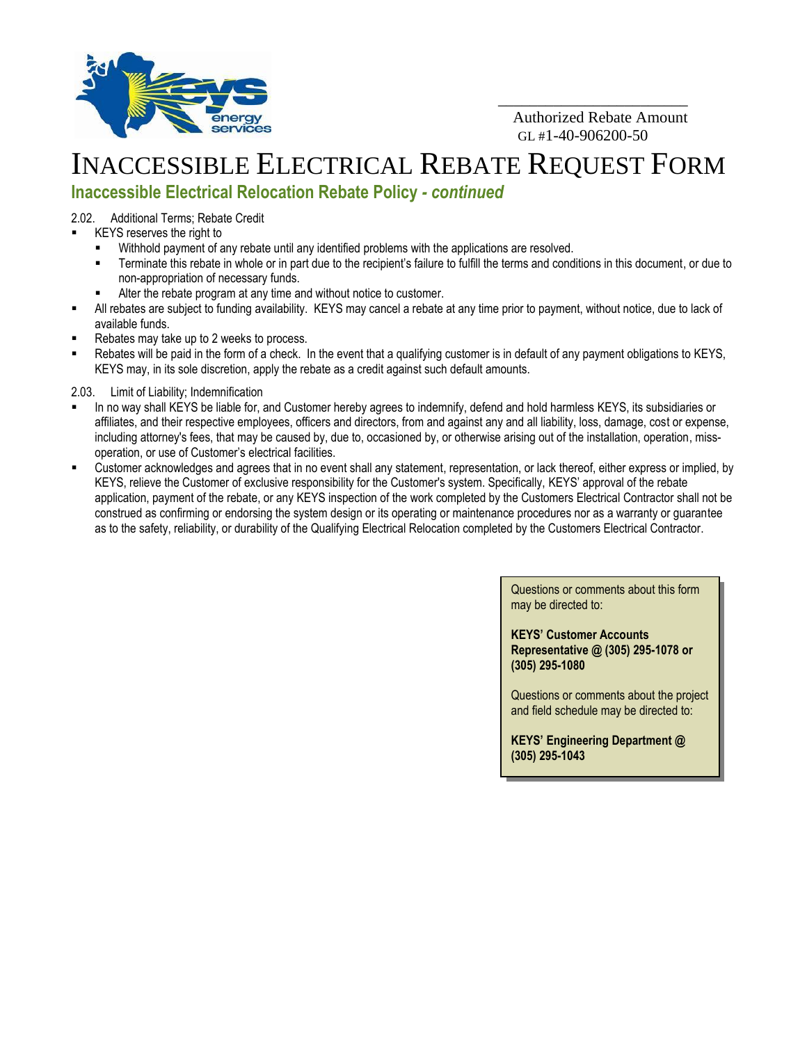Authorized Rebate Amount
GL #1-40-906200-50

# INACCESSIBLE ELECTRICAL REBATE REQUEST FORM

## Inaccessible Electrical Relocation Rebate Policy *- continued*

2.02. Additional Terms; Rebate Credit

- KEYS reserves the right to
  - Withhold payment of any rebate until any identified problems with the applications are resolved.
  - Terminate this rebate in whole or in part due to the recipient's failure to fulfill the terms and conditions in this document, or due to non-appropriation of necessary funds.
  - Alter the rebate program at any time and without notice to customer.
- All rebates are subject to funding availability. KEYS may cancel a rebate at any time prior to payment, without notice, due to lack of available funds.
- Rebates may take up to 2 weeks to process.
- Rebates will be paid in the form of a check. In the event that a qualifying customer is in default of any payment obligations to KEYS, KEYS may, in its sole discretion, apply the rebate as a credit against such default amounts.

2.03. Limit of Liability; Indemnification

- In no way shall KEYS be liable for, and Customer hereby agrees to indemnify, defend and hold harmless KEYS, its subsidiaries or affiliates, and their respective employees, officers and directors, from and against any and all liability, loss, damage, cost or expense, including attorney's fees, that may be caused by, due to, occasioned by, or otherwise arising out of the installation, operation, miss-operation, or use of Customer's electrical facilities.
- Customer acknowledges and agrees that in no event shall any statement, representation, or lack thereof, either express or implied, by KEYS, relieve the Customer of exclusive responsibility for the Customer's system. Specifically, KEYS' approval of the rebate application, payment of the rebate, or any KEYS inspection of the work completed by the Customers Electrical Contractor shall not be construed as confirming or endorsing the system design or its operating or maintenance procedures nor as a warranty or guarantee as to the safety, reliability, or durability of the Qualifying Electrical Relocation completed by the Customers Electrical Contractor.

Questions or comments about this form may be directed to:

**KEYS' Customer Accounts Representative @ (305) 295-1078 or (305) 295-1080**

Questions or comments about the project and field schedule may be directed to:

**KEYS' Engineering Department @ (305) 295-1043**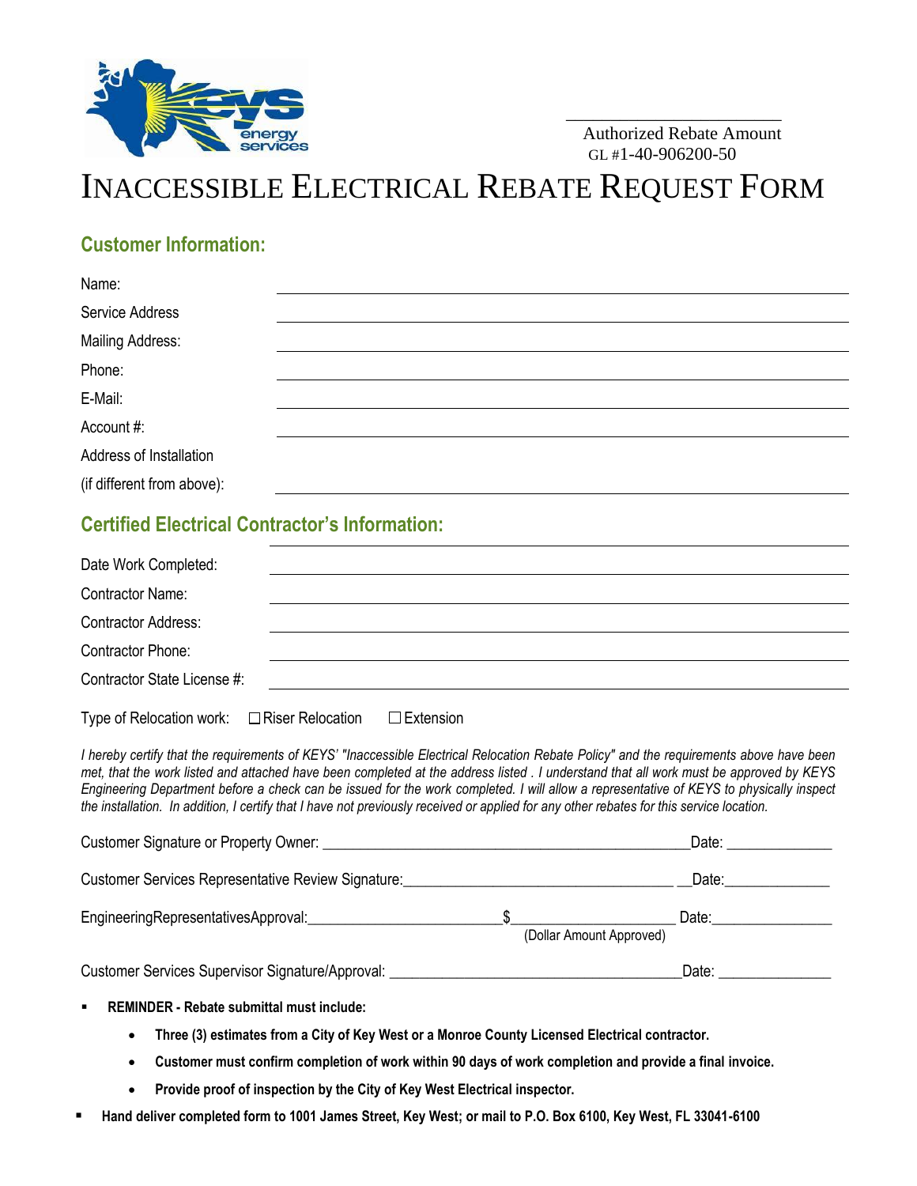Authorized Rebate Amount
GL #1-40-906200-50

# INACCESSIBLE ELECTRICAL REBATE REQUEST FORM

## Customer Information:

Name: ______________________________

Service Address ______________________________

Mailing Address: ______________________________

Phone: ______________________________

E-Mail: ______________________________

Account #: ______________________________

Address of Installation
(if different from above): ______________________________

## Certified Electrical Contractor's Information:

Date Work Completed: ______________________________

Contractor Name: ______________________________

Contractor Address: ______________________________

Contractor Phone: ______________________________

Contractor State License #: ______________________________

Type of Relocation work: ☐ Riser Relocation ☐ Extension

*I hereby certify that the requirements of KEYS' "Inaccessible Electrical Relocation Rebate Policy" and the requirements above have been met, that the work listed and attached have been completed at the address listed . I understand that all work must be approved by KEYS Engineering Department before a check can be issued for the work completed. I will allow a representative of KEYS to physically inspect the installation. In addition, I certify that I have not previously received or applied for any other rebates for this service location.*

Customer Signature or Property Owner: ______________________________ Date: ______________

Customer Services Representative Review Signature: ______________________________ Date: ______________

EngineeringRepresentativesApproval: ______________________ $____________________ Date: ______________
(Dollar Amount Approved)

Customer Services Supervisor Signature/Approval: ______________________________ Date: ______________

- **REMINDER - Rebate submittal must include:**
  - **Three (3) estimates from a City of Key West or a Monroe County Licensed Electrical contractor.**
  - **Customer must confirm completion of work within 90 days of work completion and provide a final invoice.**
  - **Provide proof of inspection by the City of Key West Electrical inspector.**
- **Hand deliver completed form to 1001 James Street, Key West; or mail to P.O. Box 6100, Key West, FL 33041-6100**